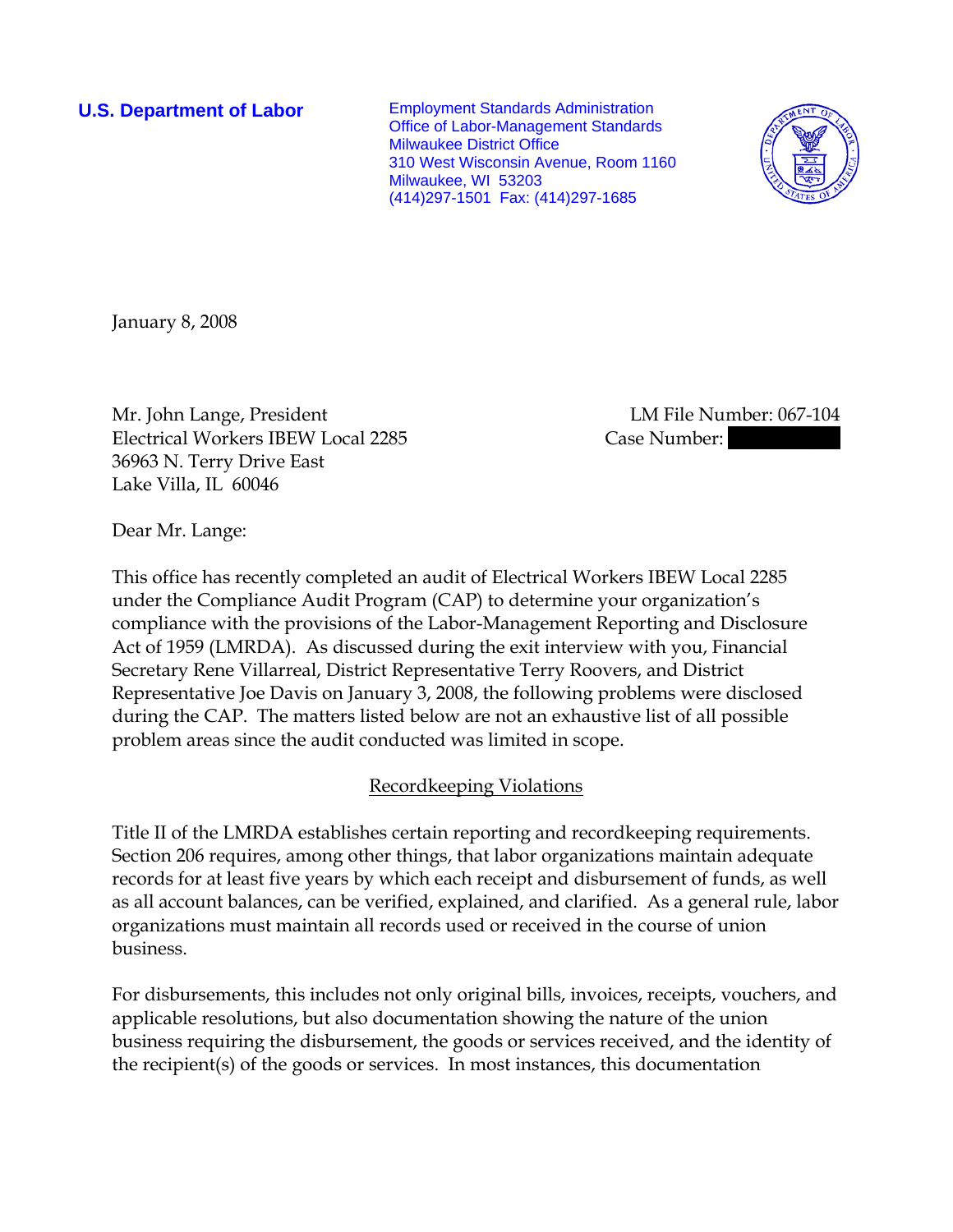**U.S. Department of Labor**

Employment Standards Administration
Office of Labor-Management Standards
Milwaukee District Office
310 West Wisconsin Avenue, Room 1160
Milwaukee, WI 53203
(414)297-1501 Fax: (414)297-1685

January 8, 2008

Mr. John Lange, President
Electrical Workers IBEW Local 2285
36963 N. Terry Drive East
Lake Villa, IL 60046

LM File Number: 067-104
Case Number: 

Dear Mr. Lange:

This office has recently completed an audit of Electrical Workers IBEW Local 2285 under the Compliance Audit Program (CAP) to determine your organization's compliance with the provisions of the Labor-Management Reporting and Disclosure Act of 1959 (LMRDA). As discussed during the exit interview with you, Financial Secretary Rene Villarreal, District Representative Terry Roovers, and District Representative Joe Davis on January 3, 2008, the following problems were disclosed during the CAP. The matters listed below are not an exhaustive list of all possible problem areas since the audit conducted was limited in scope.

## Recordkeeping Violations

Title II of the LMRDA establishes certain reporting and recordkeeping requirements. Section 206 requires, among other things, that labor organizations maintain adequate records for at least five years by which each receipt and disbursement of funds, as well as all account balances, can be verified, explained, and clarified. As a general rule, labor organizations must maintain all records used or received in the course of union business.

For disbursements, this includes not only original bills, invoices, receipts, vouchers, and applicable resolutions, but also documentation showing the nature of the union business requiring the disbursement, the goods or services received, and the identity of the recipient(s) of the goods or services. In most instances, this documentation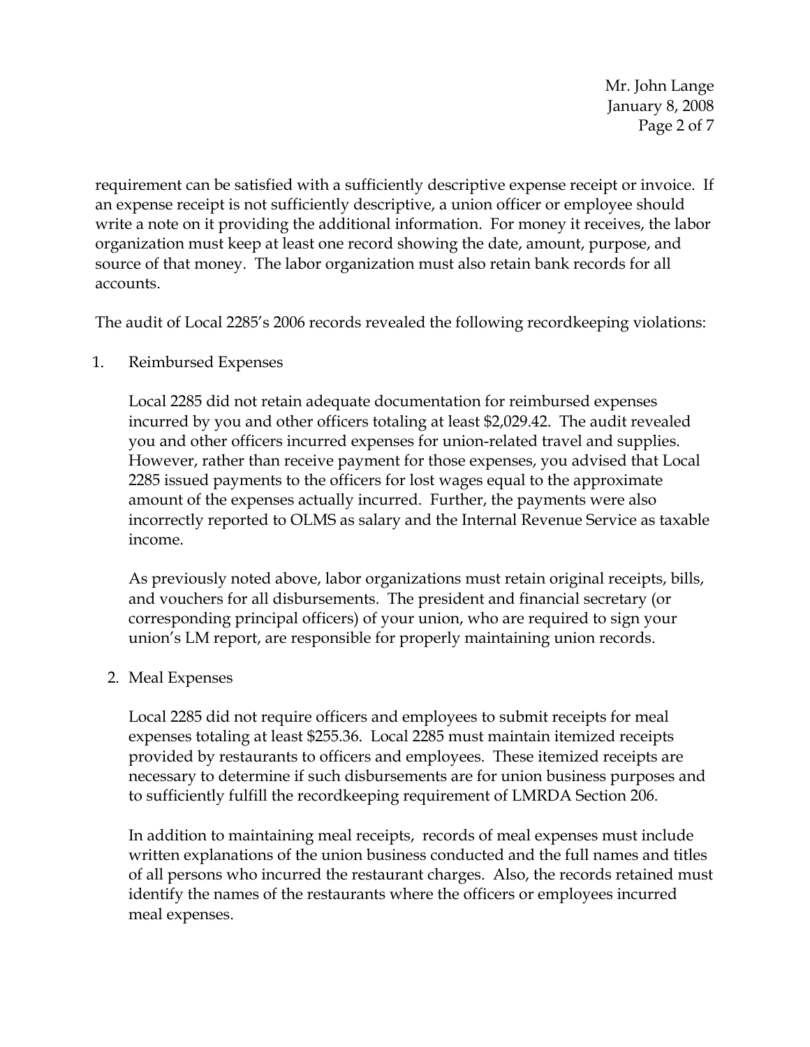requirement can be satisfied with a sufficiently descriptive expense receipt or invoice. If an expense receipt is not sufficiently descriptive, a union officer or employee should write a note on it providing the additional information. For money it receives, the labor organization must keep at least one record showing the date, amount, purpose, and source of that money. The labor organization must also retain bank records for all accounts.

The audit of Local 2285's 2006 records revealed the following recordkeeping violations:

1. Reimbursed Expenses

   Local 2285 did not retain adequate documentation for reimbursed expenses incurred by you and other officers totaling at least $2,029.42. The audit revealed you and other officers incurred expenses for union-related travel and supplies. However, rather than receive payment for those expenses, you advised that Local 2285 issued payments to the officers for lost wages equal to the approximate amount of the expenses actually incurred. Further, the payments were also incorrectly reported to OLMS as salary and the Internal Revenue Service as taxable income.

   As previously noted above, labor organizations must retain original receipts, bills, and vouchers for all disbursements. The president and financial secretary (or corresponding principal officers) of your union, who are required to sign your union's LM report, are responsible for properly maintaining union records.

2. Meal Expenses

   Local 2285 did not require officers and employees to submit receipts for meal expenses totaling at least $255.36. Local 2285 must maintain itemized receipts provided by restaurants to officers and employees. These itemized receipts are necessary to determine if such disbursements are for union business purposes and to sufficiently fulfill the recordkeeping requirement of LMRDA Section 206.

   In addition to maintaining meal receipts, records of meal expenses must include written explanations of the union business conducted and the full names and titles of all persons who incurred the restaurant charges. Also, the records retained must identify the names of the restaurants where the officers or employees incurred meal expenses.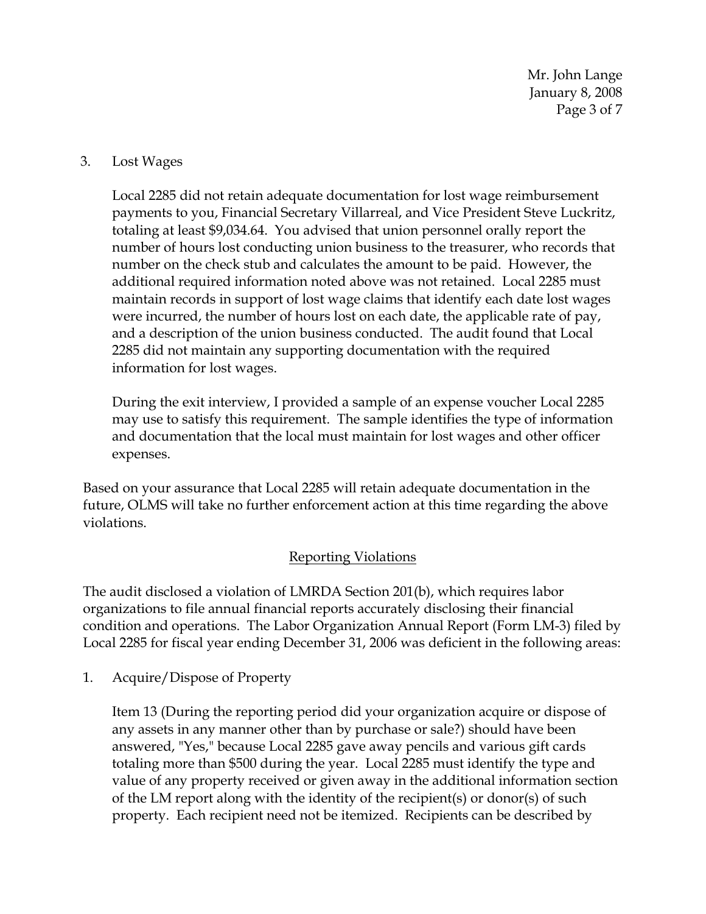3. Lost Wages

   Local 2285 did not retain adequate documentation for lost wage reimbursement payments to you, Financial Secretary Villarreal, and Vice President Steve Luckritz, totaling at least $9,034.64. You advised that union personnel orally report the number of hours lost conducting union business to the treasurer, who records that number on the check stub and calculates the amount to be paid. However, the additional required information noted above was not retained. Local 2285 must maintain records in support of lost wage claims that identify each date lost wages were incurred, the number of hours lost on each date, the applicable rate of pay, and a description of the union business conducted. The audit found that Local 2285 did not maintain any supporting documentation with the required information for lost wages.

   During the exit interview, I provided a sample of an expense voucher Local 2285 may use to satisfy this requirement. The sample identifies the type of information and documentation that the local must maintain for lost wages and other officer expenses.

Based on your assurance that Local 2285 will retain adequate documentation in the future, OLMS will take no further enforcement action at this time regarding the above violations.

## Reporting Violations

The audit disclosed a violation of LMRDA Section 201(b), which requires labor organizations to file annual financial reports accurately disclosing their financial condition and operations. The Labor Organization Annual Report (Form LM-3) filed by Local 2285 for fiscal year ending December 31, 2006 was deficient in the following areas:

1. Acquire/Dispose of Property

   Item 13 (During the reporting period did your organization acquire or dispose of any assets in any manner other than by purchase or sale?) should have been answered, "Yes," because Local 2285 gave away pencils and various gift cards totaling more than $500 during the year. Local 2285 must identify the type and value of any property received or given away in the additional information section of the LM report along with the identity of the recipient(s) or donor(s) of such property. Each recipient need not be itemized. Recipients can be described by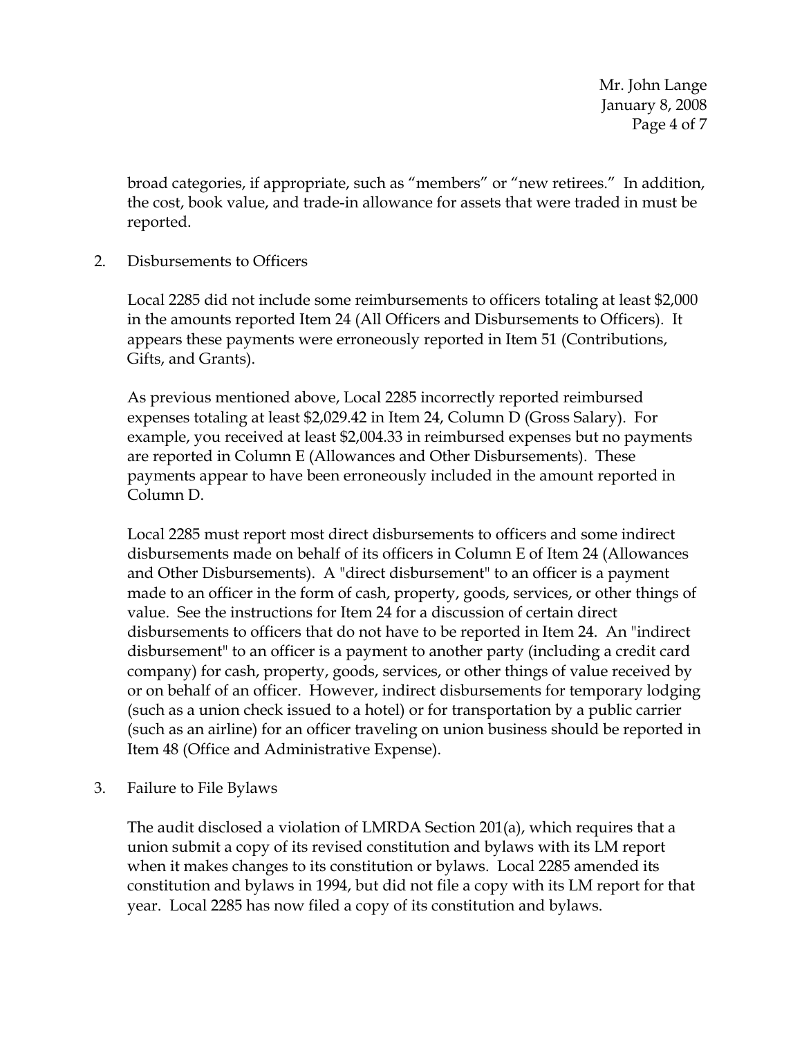broad categories, if appropriate, such as "members" or "new retirees." In addition, the cost, book value, and trade-in allowance for assets that were traded in must be reported.

2. Disbursements to Officers

   Local 2285 did not include some reimbursements to officers totaling at least $2,000 in the amounts reported Item 24 (All Officers and Disbursements to Officers). It appears these payments were erroneously reported in Item 51 (Contributions, Gifts, and Grants).

   As previous mentioned above, Local 2285 incorrectly reported reimbursed expenses totaling at least $2,029.42 in Item 24, Column D (Gross Salary). For example, you received at least $2,004.33 in reimbursed expenses but no payments are reported in Column E (Allowances and Other Disbursements). These payments appear to have been erroneously included in the amount reported in Column D.

   Local 2285 must report most direct disbursements to officers and some indirect disbursements made on behalf of its officers in Column E of Item 24 (Allowances and Other Disbursements). A "direct disbursement" to an officer is a payment made to an officer in the form of cash, property, goods, services, or other things of value. See the instructions for Item 24 for a discussion of certain direct disbursements to officers that do not have to be reported in Item 24. An "indirect disbursement" to an officer is a payment to another party (including a credit card company) for cash, property, goods, services, or other things of value received by or on behalf of an officer. However, indirect disbursements for temporary lodging (such as a union check issued to a hotel) or for transportation by a public carrier (such as an airline) for an officer traveling on union business should be reported in Item 48 (Office and Administrative Expense).

3. Failure to File Bylaws

   The audit disclosed a violation of LMRDA Section 201(a), which requires that a union submit a copy of its revised constitution and bylaws with its LM report when it makes changes to its constitution or bylaws. Local 2285 amended its constitution and bylaws in 1994, but did not file a copy with its LM report for that year. Local 2285 has now filed a copy of its constitution and bylaws.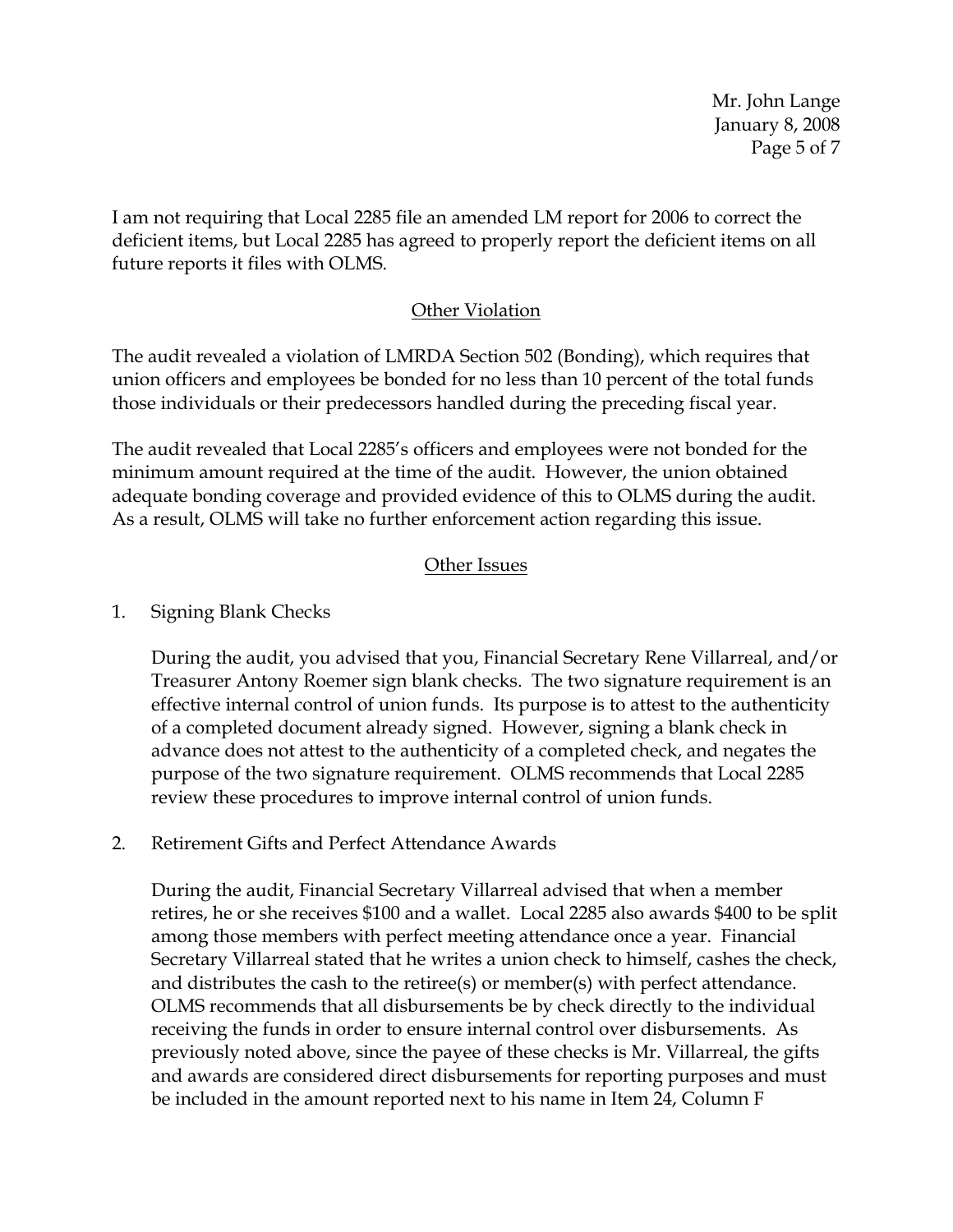I am not requiring that Local 2285 file an amended LM report for 2006 to correct the deficient items, but Local 2285 has agreed to properly report the deficient items on all future reports it files with OLMS.

## Other Violation

The audit revealed a violation of LMRDA Section 502 (Bonding), which requires that union officers and employees be bonded for no less than 10 percent of the total funds those individuals or their predecessors handled during the preceding fiscal year.

The audit revealed that Local 2285's officers and employees were not bonded for the minimum amount required at the time of the audit. However, the union obtained adequate bonding coverage and provided evidence of this to OLMS during the audit. As a result, OLMS will take no further enforcement action regarding this issue.

## Other Issues

1. Signing Blank Checks

   During the audit, you advised that you, Financial Secretary Rene Villarreal, and/or Treasurer Antony Roemer sign blank checks. The two signature requirement is an effective internal control of union funds. Its purpose is to attest to the authenticity of a completed document already signed. However, signing a blank check in advance does not attest to the authenticity of a completed check, and negates the purpose of the two signature requirement. OLMS recommends that Local 2285 review these procedures to improve internal control of union funds.

2. Retirement Gifts and Perfect Attendance Awards

   During the audit, Financial Secretary Villarreal advised that when a member retires, he or she receives $100 and a wallet. Local 2285 also awards $400 to be split among those members with perfect meeting attendance once a year. Financial Secretary Villarreal stated that he writes a union check to himself, cashes the check, and distributes the cash to the retiree(s) or member(s) with perfect attendance. OLMS recommends that all disbursements be by check directly to the individual receiving the funds in order to ensure internal control over disbursements. As previously noted above, since the payee of these checks is Mr. Villarreal, the gifts and awards are considered direct disbursements for reporting purposes and must be included in the amount reported next to his name in Item 24, Column F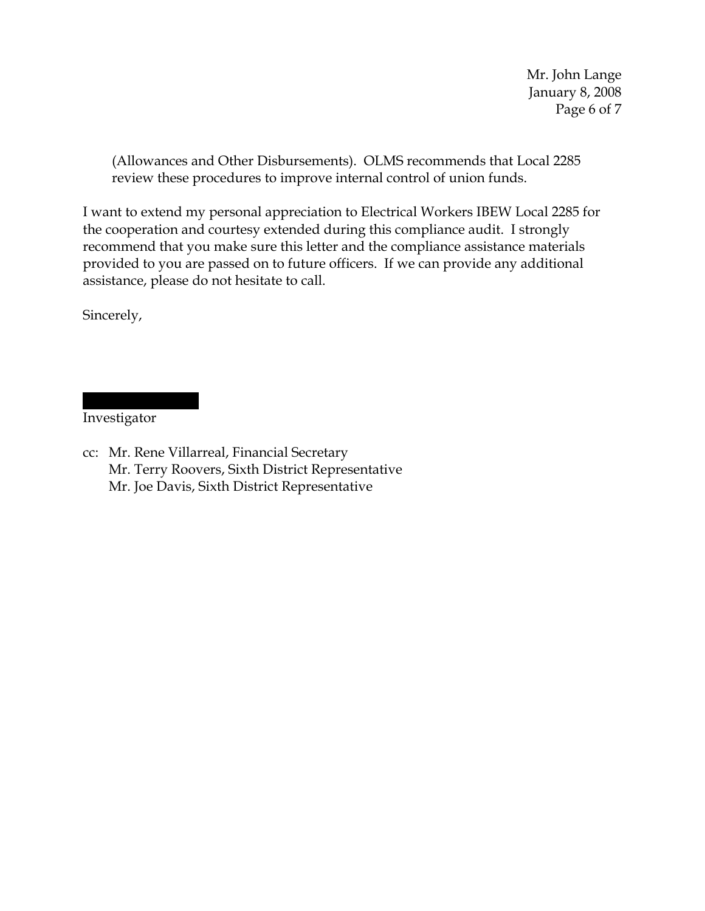(Allowances and Other Disbursements). OLMS recommends that Local 2285 review these procedures to improve internal control of union funds.

I want to extend my personal appreciation to Electrical Workers IBEW Local 2285 for the cooperation and courtesy extended during this compliance audit. I strongly recommend that you make sure this letter and the compliance assistance materials provided to you are passed on to future officers. If we can provide any additional assistance, please do not hesitate to call.

Sincerely,

Investigator

cc: Mr. Rene Villarreal, Financial Secretary
Mr. Terry Roovers, Sixth District Representative
Mr. Joe Davis, Sixth District Representative